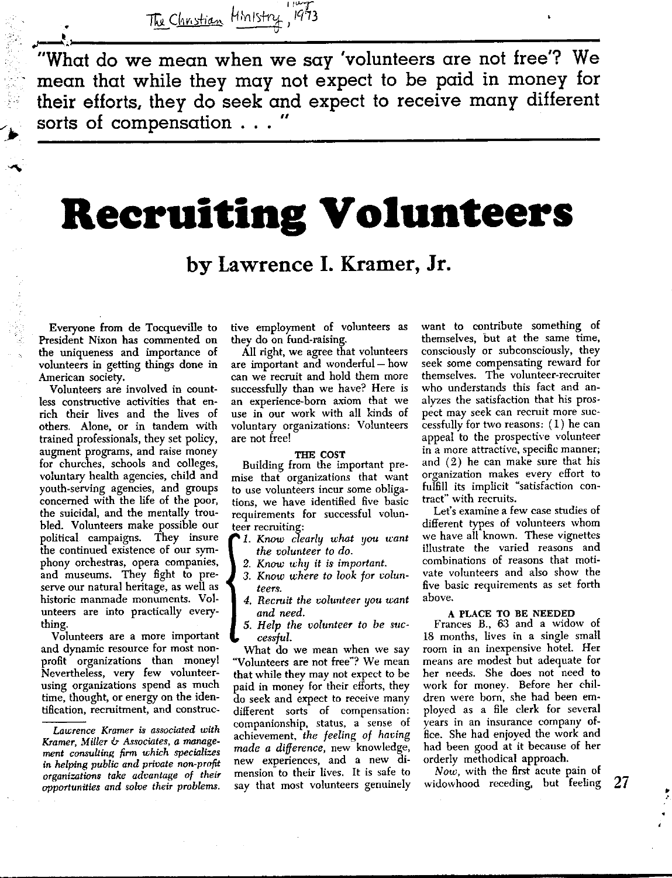The Christian Ministry, May, 1973

"What do we mean when we say 'volunteers are not free'? We mean that while they may not expect to be paid in money for their efforts, they do seek and expect to receive many different sorts of compensation . . ."

# Recruiting Volunteers

## by Lawrence I. Kramer, Jr.

Everyone from de Tocqueville to President Nixon has commented on the uniqueness and importance of volunteers in getting things done in American society.

Volunteers are involved in countless constructive activities that enrich their lives and the lives of others. Alone, or in tandem with trained professionals, they set policy, augment programs, and raise money for churches, schools and colleges, voluntary health agencies, child and youth-serving agencies, and groups concerned with the life of the poor, the suicidal, and the mentally troubled. Volunteers make possible our political campaigns. They insure the continued existence of our symphony orchestras, opera companies, and museums. They fight to preserve our natural heritage, as well as historic manmade monuments. Volunteers are into practically everything.

Volunteers are a more important and dynamic resource for most nonprofit organizations than money! Nevertheless, very few volunteer-using organizations spend as much time, thought, or energy on the identification, recruitment, and constructive employment of volunteers as they do on fund-raising.

All right, we agree that volunteers are important and wonderful—how can we recruit and hold them more successfully than we have? Here is an experience-born axiom that we use in our work with all kinds of voluntary organizations: Volunteers are not free!

### THE COST

Building from the important premise that organizations that want to use volunteers incur some obligations, we have identified five basic requirements for successful volunteer recruiting:

1. *Know clearly what you want the volunteer to do.*
2. *Know why it is important.*
3. *Know where to look for volunteers.*
4. *Recruit the volunteer you want and need.*
5. *Help the volunteer to be successful.*

What do we mean when we say "Volunteers are not free"? We mean that while they may not expect to be paid in money for their efforts, they do seek and expect to receive many different sorts of compensation: companionship, status, a sense of achievement, *the feeling of having made a difference,* new knowledge, new experiences, and a new dimension to their lives. It is safe to say that most volunteers genuinely want to contribute something of themselves, but at the same time, consciously or subconsciously, they seek some compensating reward for themselves. The volunteer-recruiter who understands this fact and analyzes the satisfaction that his prospect may seek can recruit more successfully for two reasons: (1) he can appeal to the prospective volunteer in a more attractive, specific manner; and (2) he can make sure that his organization makes every effort to fulfill its implicit "satisfaction contract" with recruits.

Let's examine a few case studies of different types of volunteers whom we have all known. These vignettes illustrate the varied reasons and combinations of reasons that motivate volunteers and also show the five basic requirements as set forth above.

### A PLACE TO BE NEEDED

Frances B., 63 and a widow of 18 months, lives in a single small room in an inexpensive hotel. Her means are modest but adequate for her needs. She does not need to work for money. Before her children were born, she had been employed as a file clerk for several years in an insurance company office. She had enjoyed the work and had been good at it because of her orderly methodical approach.

*Now,* with the first acute pain of widowhood receding, but feeling

---

*Lawrence Kramer is associated with Kramer, Miller & Associates, a management consulting firm which specializes in helping public and private non-profit organizations take advantage of their opportunities and solve their problems.*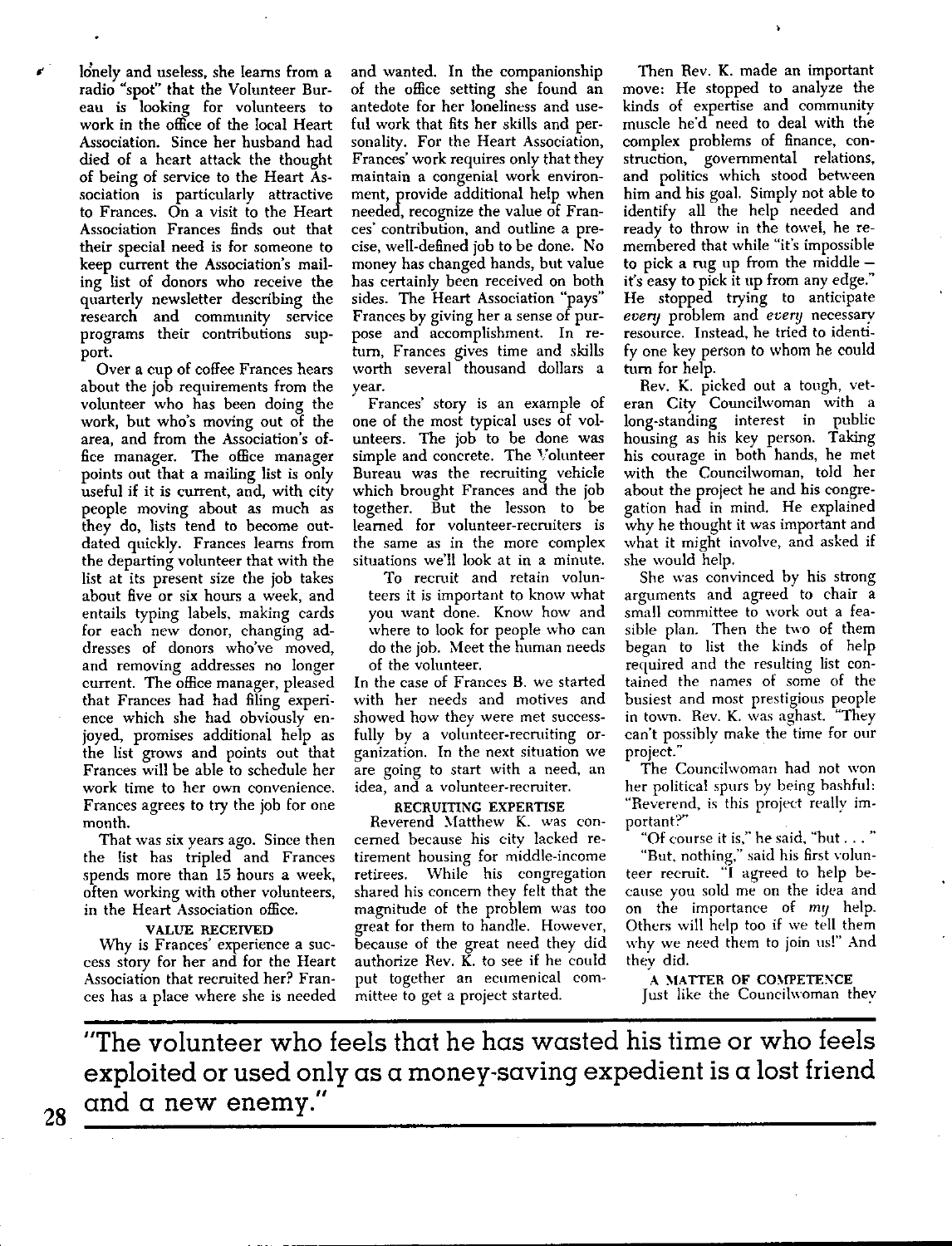lonely and useless, she learns from a radio "spot" that the Volunteer Bureau is looking for volunteers to work in the office of the local Heart Association. Since her husband had died of a heart attack the thought of being of service to the Heart Association is particularly attractive to Frances. On a visit to the Heart Association Frances finds out that their special need is for someone to keep current the Association's mailing list of donors who receive the quarterly newsletter describing the research and community service programs their contributions support.

Over a cup of coffee Frances hears about the job requirements from the volunteer who has been doing the work, but who's moving out of the area, and from the Association's office manager. The office manager points out that a mailing list is only useful if it is current, and, with city people moving about as much as they do, lists tend to become outdated quickly. Frances learns from the departing volunteer that with the list at its present size the job takes about five or six hours a week, and entails typing labels, making cards for each new donor, changing addresses of donors who've moved, and removing addresses no longer current. The office manager, pleased that Frances had had filing experience which she had obviously enjoyed, promises additional help as the list grows and points out that Frances will be able to schedule her work time to her own convenience. Frances agrees to try the job for one month.

That was six years ago. Since then the list has tripled and Frances spends more than 15 hours a week, often working with other volunteers, in the Heart Association office.

### VALUE RECEIVED

Why is Frances' experience a success story for her and for the Heart Association that recruited her? Frances has a place where she is needed and wanted. In the companionship of the office setting she found an antedote for her loneliness and useful work that fits her skills and personality. For the Heart Association, Frances' work requires only that they maintain a congenial work environment, provide additional help when needed, recognize the value of Frances' contribution, and outline a precise, well-defined job to be done. No money has changed hands, but value has certainly been received on both sides. The Heart Association "pays" Frances by giving her a sense of purpose and accomplishment. In return, Frances gives time and skills worth several thousand dollars a year.

Frances' story is an example of one of the most typical uses of volunteers. The job to be done was simple and concrete. The Volunteer Bureau was the recruiting vehicle which brought Frances and the job together. But the lesson to be learned for volunteer-recruiters is the same as in the more complex situations we'll look at in a minute.

> To recruit and retain volunteers it is important to know what you want done. Know how and where to look for people who can do the job. Meet the human needs of the volunteer.

In the case of Frances B. we started with her needs and motives and showed how they were met successfully by a volunteer-recruiting organization. In the next situation we are going to start with a need, an idea, and a volunteer-recruiter.

### RECRUITING EXPERTISE

Reverend Matthew K. was concerned because his city lacked retirement housing for middle-income retirees. While his congregation shared his concern they felt that the magnitude of the problem was too great for them to handle. However, because of the great need they did authorize Rev. K. to see if he could put together an ecumenical committee to get a project started.

Then Rev. K. made an important move: He stopped to analyze the kinds of expertise and community muscle he'd need to deal with the complex problems of finance, construction, governmental relations, and politics which stood between him and his goal. Simply not able to identify all the help needed and ready to throw in the towel, he remembered that while "it's impossible to pick a rug up from the middle – it's easy to pick it up from any edge." He stopped trying to anticipate *every* problem and *every* necessary resource. Instead, he tried to identify one key person to whom he could turn for help.

Rev. K. picked out a tough, veteran City Councilwoman with a long-standing interest in public housing as his key person. Taking his courage in both hands, he met with the Councilwoman, told her about the project he and his congregation had in mind. He explained why he thought it was important and what it might involve, and asked if she would help.

She was convinced by his strong arguments and agreed to chair a small committee to work out a feasible plan. Then the two of them began to list the kinds of help required and the resulting list contained the names of some of the busiest and most prestigious people in town. Rev. K. was aghast. "They can't possibly make the time for our project."

The Councilwoman had not won her political spurs by being bashful: "Reverend, is this project really important?"

"Of course it is," he said, "but . . . "

"But, nothing," said his first volunteer recruit. "I agreed to help because you sold me on the idea and on the importance of *my* help. Others will help too if we tell them why we need them to join us!" And they did.

### A MATTER OF COMPETENCE

Just like the Councilwoman they

**"The volunteer who feels that he has wasted his time or who feels exploited or used only as a money-saving expedient is a lost friend and a new enemy."**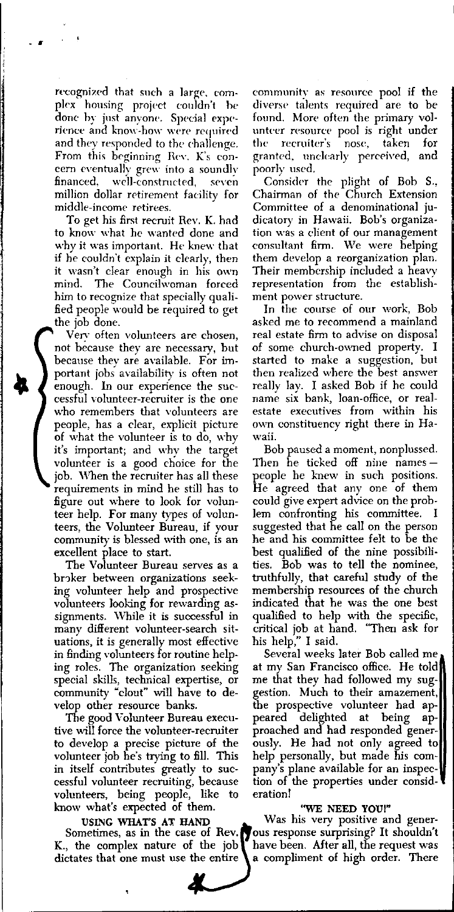recognized that such a large, complex housing project couldn't be done by just anyone. Special experience and know-how were required and they responded to the challenge. From this beginning Rev. K's concern eventually grew into a soundly financed, well-constructed, seven million dollar retirement facility for middle-income retirees.

To get his first recruit Rev. K. had to know what he wanted done and why it was important. He knew that if he couldn't explain it clearly, then it wasn't clear enough in his own mind. The Councilwoman forced him to recognize that specially qualified people would be required to get the job done.

Very often volunteers are chosen, not because they are necessary, but because they are available. For important jobs availability is often not enough. In our experience the successful volunteer-recruiter is the one who remembers that volunteers are people, has a clear, explicit picture of what the volunteer is to do, why it's important; and why the target volunteer is a good choice for the job. When the recruiter has all these requirements in mind he still has to figure out where to look for volunteer help. For many types of volunteers, the Volunteer Bureau, if your community is blessed with one, is an excellent place to start.

The Volunteer Bureau serves as a broker between organizations seeking volunteer help and prospective volunteers looking for rewarding assignments. While it is successful in many different volunteer-search situations, it is generally most effective in finding volunteers for routine helping roles. The organization seeking special skills, technical expertise, or community "clout" will have to develop other resource banks.

The good Volunteer Bureau executive will force the volunteer-recruiter to develop a precise picture of the volunteer job he's trying to fill. This in itself contributes greatly to successful volunteer recruiting, because volunteers, being people, like to know what's expected of them.

## USING WHAT'S AT HAND

Sometimes, as in the case of Rev. K., the complex nature of the job dictates that one must use the entire community as resource pool if the diverse talents required are to be found. More often the primary volunteer resource pool is right under the recruiter's nose, taken for granted, unclearly perceived, and poorly used.

Consider the plight of Bob S., Chairman of the Church Extension Committee of a denominational judicatory in Hawaii. Bob's organization was a client of our management consultant firm. We were helping them develop a reorganization plan. Their membership included a heavy representation from the establishment power structure.

In the course of our work, Bob asked me to recommend a mainland real estate firm to advise on disposal of some church-owned property. I started to make a suggestion, but then realized where the best answer really lay. I asked Bob if he could name six bank, loan-office, or real-estate executives from within his own constituency right there in Hawaii.

Bob paused a moment, nonplussed. Then he ticked off nine names—people he knew in such positions. He agreed that any one of them could give expert advice on the problem confronting his committee. I suggested that he call on the person he and his committee felt to be the best qualified of the nine possibilities. Bob was to tell the nominee, truthfully, that careful study of the membership resources of the church indicated that he was the one best qualified to help with the specific, critical job at hand. "Then ask for his help," I said.

Several weeks later Bob called me at my San Francisco office. He told me that they had followed my suggestion. Much to their amazement, the prospective volunteer had appeared delighted at being approached and had responded generously. He had not only agreed to help personally, but made his company's plane available for an inspection of the properties under consideration!

## "WE NEED YOU!"

Was his very positive and generous response surprising? It shouldn't have been. After all, the request was a compliment of high order. There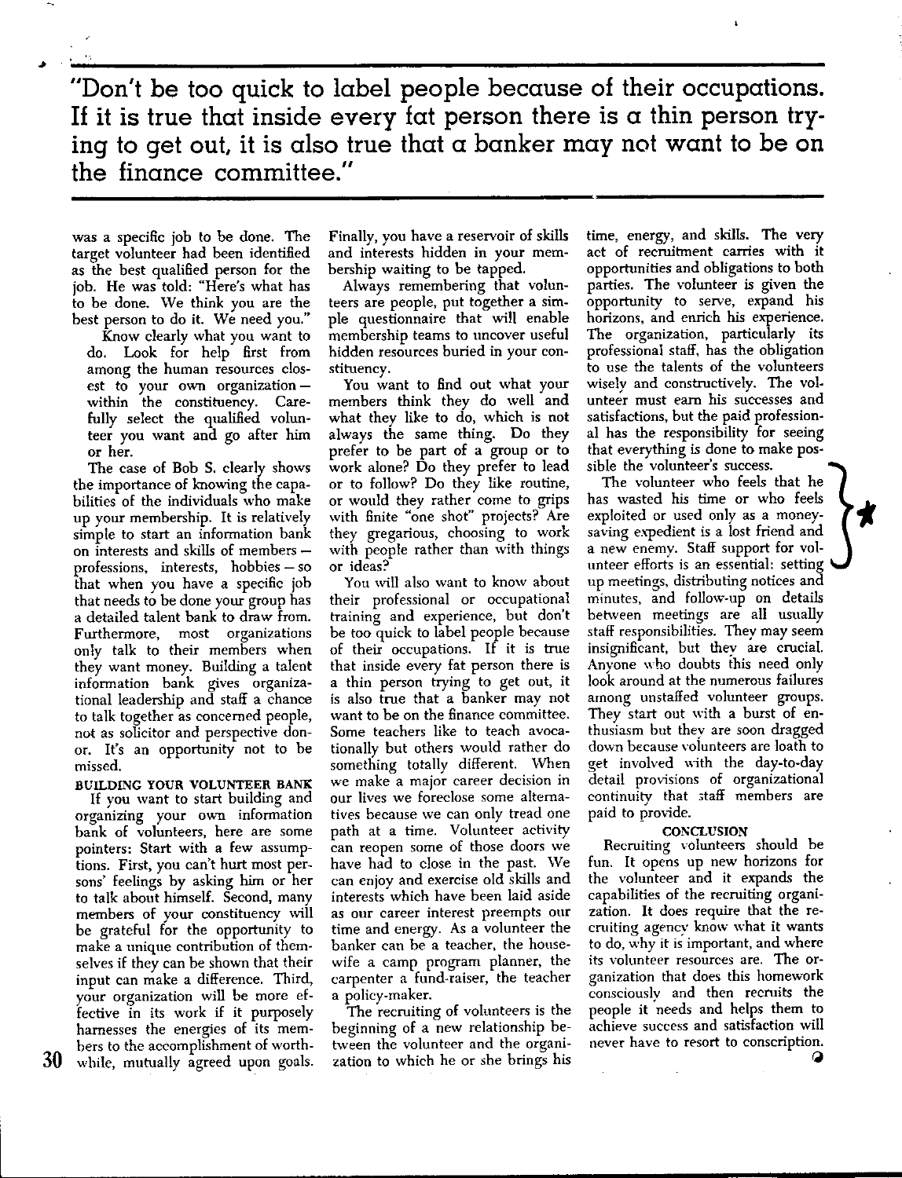**"Don't be too quick to label people because of their occupations. If it is true that inside every fat person there is a thin person trying to get out, it is also true that a banker may not want to be on the finance committee."**

was a specific job to be done. The target volunteer had been identified as the best qualified person for the job. He was told: "Here's what has to be done. We think you are the best person to do it. We need you."

Know clearly what you want to do. Look for help first from among the human resources closest to your own organization — within the constituency. Carefully select the qualified volunteer you want and go after him or her.

The case of Bob S. clearly shows the importance of knowing the capabilities of the individuals who make up your membership. It is relatively simple to start an information bank on interests and skills of members — professions, interests, hobbies — so that when you have a specific job that needs to be done your group has a detailed talent bank to draw from. Furthermore, most organizations only talk to their members when they want money. Building a talent information bank gives organizational leadership and staff a chance to talk together as concerned people, not as solicitor and perspective donor. It's an opportunity not to be missed.

**BUILDING YOUR VOLUNTEER BANK**

If you want to start building and organizing your own information bank of volunteers, here are some pointers: Start with a few assumptions. First, you can't hurt most persons' feelings by asking him or her to talk about himself. Second, many members of your constituency will be grateful for the opportunity to make a unique contribution of themselves if they can be shown that their input can make a difference. Third, your organization will be more effective in its work if it purposely harnesses the energies of its members to the accomplishment of worthwhile, mutually agreed upon goals. Finally, you have a reservoir of skills and interests hidden in your membership waiting to be tapped.

Always remembering that volunteers are people, put together a simple questionnaire that will enable membership teams to uncover useful hidden resources buried in your constituency.

You want to find out what your members think they do well and what they like to do, which is not always the same thing. Do they prefer to be part of a group or to work alone? Do they prefer to lead or to follow? Do they like routine, or would they rather come to grips with finite "one shot" projects? Are they gregarious, choosing to work with people rather than with things or ideas?

You will also want to know about their professional or occupational training and experience, but don't be too quick to label people because of their occupations. If it is true that inside every fat person there is a thin person trying to get out, it is also true that a banker may not want to be on the finance committee. Some teachers like to teach avocationally but others would rather do something totally different. When we make a major career decision in our lives we foreclose some alternatives because we can only tread one path at a time. Volunteer activity can reopen some of those doors we have had to close in the past. We can enjoy and exercise old skills and interests which have been laid aside as our career interest preempts our time and energy. As a volunteer the banker can be a teacher, the housewife a camp program planner, the carpenter a fund-raiser, the teacher a policy-maker.

The recruiting of volunteers is the beginning of a new relationship between the volunteer and the organization to which he or she brings his time, energy, and skills. The very act of recruitment carries with it opportunities and obligations to both parties. The volunteer is given the opportunity to serve, expand his horizons, and enrich his experience. The organization, particularly its professional staff, has the obligation to use the talents of the volunteers wisely and constructively. The volunteer must earn his successes and satisfactions, but the paid professional has the responsibility for seeing that everything is done to make possible the volunteer's success.

The volunteer who feels that he has wasted his time or who feels exploited or used only as a money-saving expedient is a lost friend and a new enemy. Staff support for volunteer efforts is an essential: setting up meetings, distributing notices and minutes, and follow-up on details between meetings are all usually staff responsibilities. They may seem insignificant, but they are crucial. Anyone who doubts this need only look around at the numerous failures among unstaffed volunteer groups. They start out with a burst of enthusiasm but they are soon dragged down because volunteers are loath to get involved with the day-to-day detail provisions of organizational continuity that staff members are paid to provide.

**CONCLUSION**

Recruiting volunteers should be fun. It opens up new horizons for the volunteer and it expands the capabilities of the recruiting organization. It does require that the recruiting agency know what it wants to do, why it is important, and where its volunteer resources are. The organization that does this homework consciously and then recruits the people it needs and helps them to achieve success and satisfaction will never have to resort to conscription.